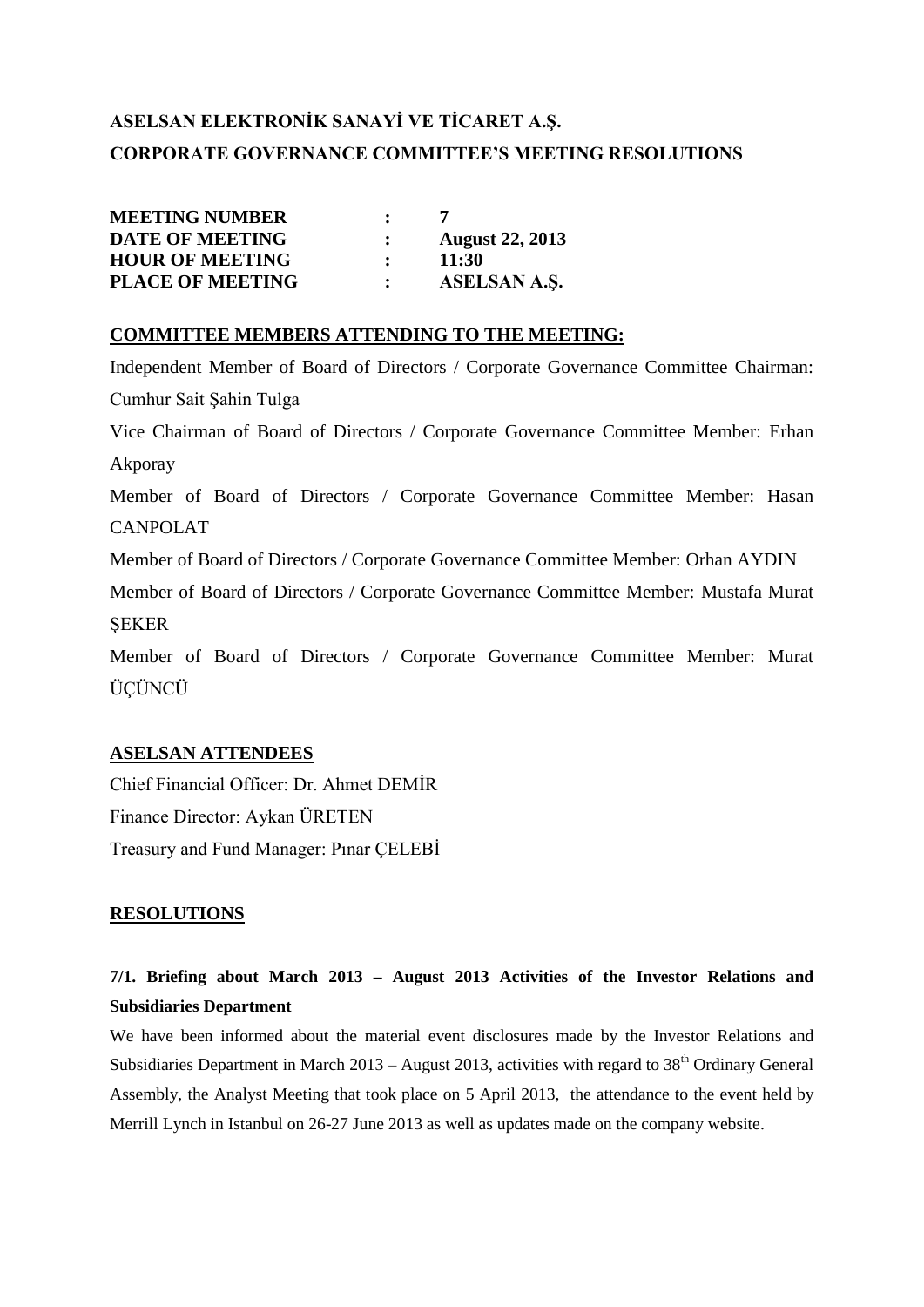# ASELSAN ELEKTRONİK SANAYİ VE TİCARET A.Ş.

## CORPORATE GOVERNANCE COMMITTEE'S MEETING RESOLUTIONS

| | | |
|---|---|---|
| **MEETING NUMBER** | **:** | **7** |
| **DATE OF MEETING** | **:** | **August 22, 2013** |
| **HOUR OF MEETING** | **:** | **11:30** |
| **PLACE OF MEETING** | **:** | **ASELSAN A.Ş.** |

### COMMITTEE MEMBERS ATTENDING TO THE MEETING:

Independent Member of Board of Directors / Corporate Governance Committee Chairman: Cumhur Sait Şahin Tulga

Vice Chairman of Board of Directors / Corporate Governance Committee Member: Erhan Akporay

Member of Board of Directors / Corporate Governance Committee Member: Hasan CANPOLAT

Member of Board of Directors / Corporate Governance Committee Member: Orhan AYDIN

Member of Board of Directors / Corporate Governance Committee Member: Mustafa Murat ŞEKER

Member of Board of Directors / Corporate Governance Committee Member: Murat ÜÇÜNCÜ

### ASELSAN ATTENDEES

Chief Financial Officer: Dr. Ahmet DEMİR

Finance Director: Aykan ÜRETEN

Treasury and Fund Manager: Pınar ÇELEBİ

### RESOLUTIONS

**7/1. Briefing about March 2013 – August 2013 Activities of the Investor Relations and Subsidiaries Department**

We have been informed about the material event disclosures made by the Investor Relations and Subsidiaries Department in March 2013 – August 2013, activities with regard to 38th Ordinary General Assembly, the Analyst Meeting that took place on 5 April 2013, the attendance to the event held by Merrill Lynch in Istanbul on 26-27 June 2013 as well as updates made on the company website.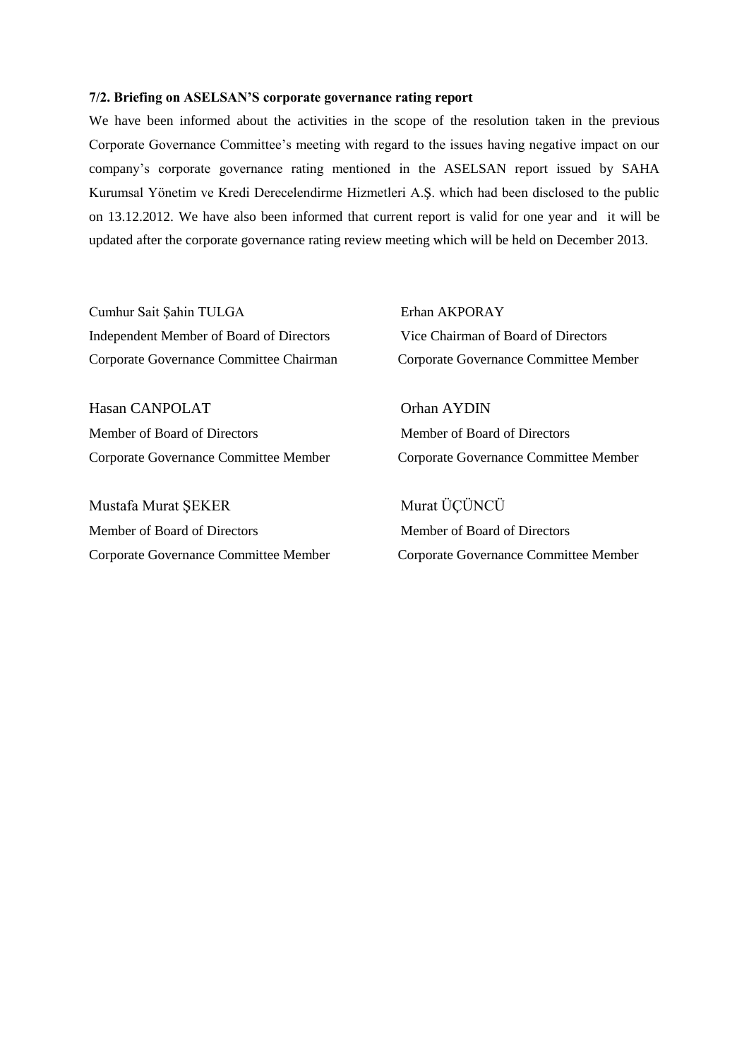**7/2. Briefing on ASELSAN'S corporate governance rating report**

We have been informed about the activities in the scope of the resolution taken in the previous Corporate Governance Committee's meeting with regard to the issues having negative impact on our company's corporate governance rating mentioned in the ASELSAN report issued by SAHA Kurumsal Yönetim ve Kredi Derecelendirme Hizmetleri A.Ş. which had been disclosed to the public on 13.12.2012. We have also been informed that current report is valid for one year and it will be updated after the corporate governance rating review meeting which will be held on December 2013.

Cumhur Sait Şahin TULGA
Independent Member of Board of Directors
Corporate Governance Committee Chairman

Erhan AKPORAY
Vice Chairman of Board of Directors
Corporate Governance Committee Member

Hasan CANPOLAT
Member of Board of Directors
Corporate Governance Committee Member

Orhan AYDIN
Member of Board of Directors
Corporate Governance Committee Member

Mustafa Murat ŞEKER
Member of Board of Directors
Corporate Governance Committee Member

Murat ÜÇÜNCÜ
Member of Board of Directors
Corporate Governance Committee Member